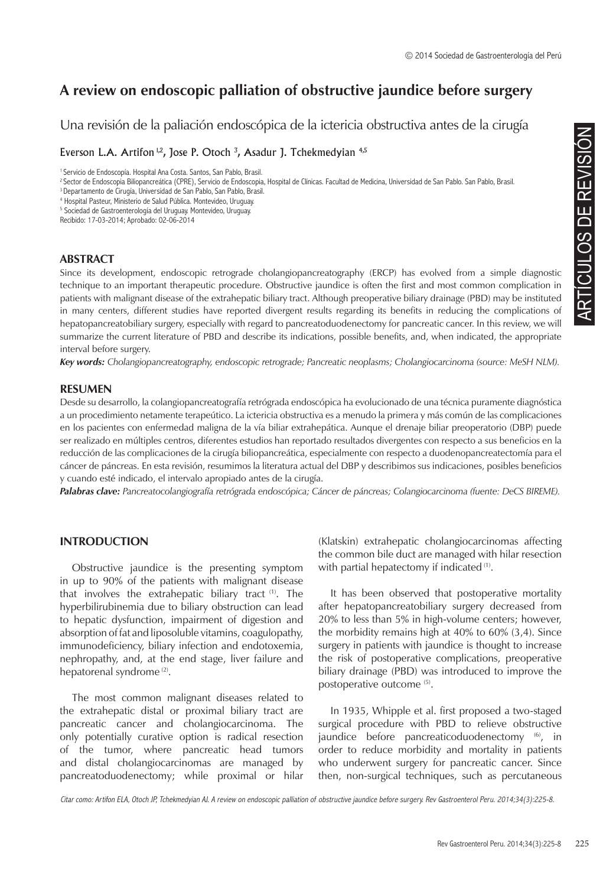# A review on endoscopic palliation of obstructive jaundice before surgery

## Una revisión de la paliación endoscópica de la ictericia obstructiva antes de la cirugía

Everson L.A. Artifon [1,2], Jose P. Otoch [3], Asadur J. Tchekmedyian [4,5]

[1] Servicio de Endoscopía. Hospital Ana Costa. Santos, San Pablo, Brasil.
[2] Sector de Endoscopia Biliopancreática (CPRE), Servicio de Endoscopia, Hospital de Clínicas. Facultad de Medicina, Universidad de San Pablo. San Pablo, Brasil.
[3] Departamento de Cirugía, Universidad de San Pablo, San Pablo, Brasil.
[4] Hospital Pasteur, Ministerio de Salud Pública. Montevideo, Uruguay.
[5] Sociedad de Gastroenterología del Uruguay. Montevideo, Uruguay.
Recibido: 17-03-2014; Aprobado: 02-06-2014

## ABSTRACT

Since its development, endoscopic retrograde cholangiopancreatography (ERCP) has evolved from a simple diagnostic technique to an important therapeutic procedure. Obstructive jaundice is often the first and most common complication in patients with malignant disease of the extrahepatic biliary tract. Although preoperative biliary drainage (PBD) may be instituted in many centers, different studies have reported divergent results regarding its benefits in reducing the complications of hepatopancreatobiliary surgery, especially with regard to pancreatoduodenectomy for pancreatic cancer. In this review, we will summarize the current literature of PBD and describe its indications, possible benefits, and, when indicated, the appropriate interval before surgery.

***Key words:*** *Cholangiopancreatography, endoscopic retrograde; Pancreatic neoplasms; Cholangiocarcinoma (source: MeSH NLM).*

## RESUMEN

Desde su desarrollo, la colangiopancreatografía retrógrada endoscópica ha evolucionado de una técnica puramente diagnóstica a un procedimiento netamente terapeútico. La ictericia obstructiva es a menudo la primera y más común de las complicaciones en los pacientes con enfermedad maligna de la vía biliar extrahepática. Aunque el drenaje biliar preoperatorio (DBP) puede ser realizado en múltiples centros, diferentes estudios han reportado resultados divergentes con respecto a sus beneficios en la reducción de las complicaciones de la cirugía biliopancreática, especialmente con respecto a duodenopancreatectomía para el cáncer de páncreas. En esta revisión, resumimos la literatura actual del DBP y describimos sus indicaciones, posibles beneficios y cuando esté indicado, el intervalo apropiado antes de la cirugía.

***Palabras clave:*** *Pancreatocolangiografía retrógrada endoscópica; Cáncer de páncreas; Colangiocarcinoma (fuente: DeCS BIREME).*

## INTRODUCTION

Obstructive jaundice is the presenting symptom in up to 90% of the patients with malignant disease that involves the extrahepatic biliary tract [1]. The hyperbilirubinemia due to biliary obstruction can lead to hepatic dysfunction, impairment of digestion and absorption of fat and liposoluble vitamins, coagulopathy, immunodeficiency, biliary infection and endotoxemia, nephropathy, and, at the end stage, liver failure and hepatorenal syndrome [2].

The most common malignant diseases related to the extrahepatic distal or proximal biliary tract are pancreatic cancer and cholangiocarcinoma. The only potentially curative option is radical resection of the tumor, where pancreatic head tumors and distal cholangiocarcinomas are managed by pancreatoduodenectomy; while proximal or hilar (Klatskin) extrahepatic cholangiocarcinomas affecting the common bile duct are managed with hilar resection with partial hepatectomy if indicated [1].

It has been observed that postoperative mortality after hepatopancreatobiliary surgery decreased from 20% to less than 5% in high-volume centers; however, the morbidity remains high at 40% to 60% (3,4). Since surgery in patients with jaundice is thought to increase the risk of postoperative complications, preoperative biliary drainage (PBD) was introduced to improve the postoperative outcome [5].

In 1935, Whipple et al. first proposed a two-staged surgical procedure with PBD to relieve obstructive jaundice before pancreaticoduodenectomy [6], in order to reduce morbidity and mortality in patients who underwent surgery for pancreatic cancer. Since then, non-surgical techniques, such as percutaneous

*Citar como: Artifon ELA, Otoch JP, Tchekmedyian AJ. A review on endoscopic palliation of obstructive jaundice before surgery. Rev Gastroenterol Peru. 2014;34(3):225-8.*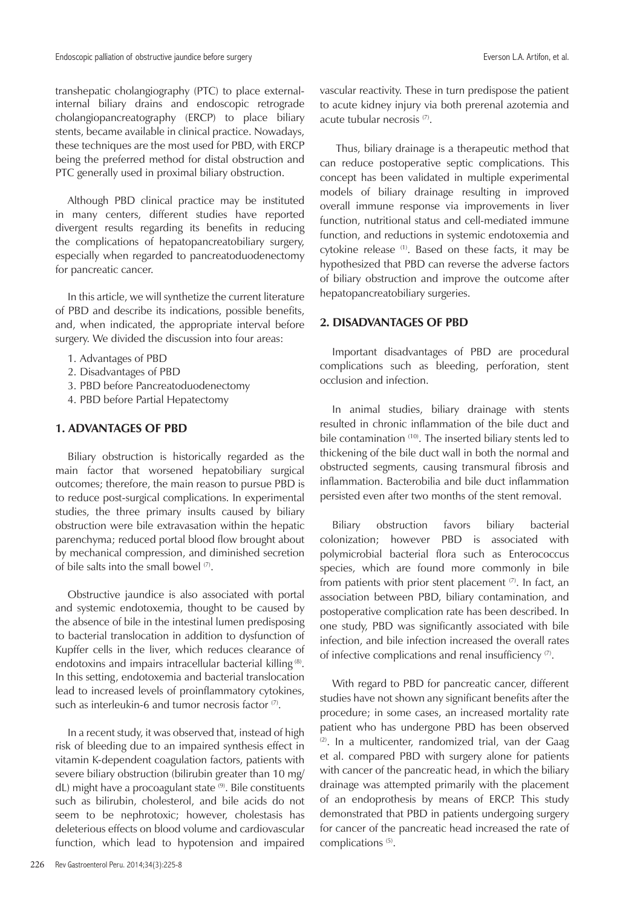transhepatic cholangiography (PTC) to place external-internal biliary drains and endoscopic retrograde cholangiopancreatography (ERCP) to place biliary stents, became available in clinical practice. Nowadays, these techniques are the most used for PBD, with ERCP being the preferred method for distal obstruction and PTC generally used in proximal biliary obstruction.

Although PBD clinical practice may be instituted in many centers, different studies have reported divergent results regarding its benefits in reducing the complications of hepatopancreatobiliary surgery, especially when regarded to pancreatoduodenectomy for pancreatic cancer.

In this article, we will synthetize the current literature of PBD and describe its indications, possible benefits, and, when indicated, the appropriate interval before surgery. We divided the discussion into four areas:

1. Advantages of PBD
2. Disadvantages of PBD
3. PBD before Pancreatoduodenectomy
4. PBD before Partial Hepatectomy

## 1. ADVANTAGES OF PBD

Biliary obstruction is historically regarded as the main factor that worsened hepatobiliary surgical outcomes; therefore, the main reason to pursue PBD is to reduce post-surgical complications. In experimental studies, the three primary insults caused by biliary obstruction were bile extravasation within the hepatic parenchyma; reduced portal blood flow brought about by mechanical compression, and diminished secretion of bile salts into the small bowel [7].

Obstructive jaundice is also associated with portal and systemic endotoxemia, thought to be caused by the absence of bile in the intestinal lumen predisposing to bacterial translocation in addition to dysfunction of Kupffer cells in the liver, which reduces clearance of endotoxins and impairs intracellular bacterial killing [8]. In this setting, endotoxemia and bacterial translocation lead to increased levels of proinflammatory cytokines, such as interleukin-6 and tumor necrosis factor [7].

In a recent study, it was observed that, instead of high risk of bleeding due to an impaired synthesis effect in vitamin K-dependent coagulation factors, patients with severe biliary obstruction (bilirubin greater than 10 mg/dL) might have a procoagulant state [9]. Bile constituents such as bilirubin, cholesterol, and bile acids do not seem to be nephrotoxic; however, cholestasis has deleterious effects on blood volume and cardiovascular function, which lead to hypotension and impaired vascular reactivity. These in turn predispose the patient to acute kidney injury via both prerenal azotemia and acute tubular necrosis [7].

Thus, biliary drainage is a therapeutic method that can reduce postoperative septic complications. This concept has been validated in multiple experimental models of biliary drainage resulting in improved overall immune response via improvements in liver function, nutritional status and cell-mediated immune function, and reductions in systemic endotoxemia and cytokine release [1]. Based on these facts, it may be hypothesized that PBD can reverse the adverse factors of biliary obstruction and improve the outcome after hepatopancreatobiliary surgeries.

## 2. DISADVANTAGES OF PBD

Important disadvantages of PBD are procedural complications such as bleeding, perforation, stent occlusion and infection.

In animal studies, biliary drainage with stents resulted in chronic inflammation of the bile duct and bile contamination [10]. The inserted biliary stents led to thickening of the bile duct wall in both the normal and obstructed segments, causing transmural fibrosis and inflammation. Bacterobilia and bile duct inflammation persisted even after two months of the stent removal.

Biliary obstruction favors biliary bacterial colonization; however PBD is associated with polymicrobial bacterial flora such as Enterococcus species, which are found more commonly in bile from patients with prior stent placement [7]. In fact, an association between PBD, biliary contamination, and postoperative complication rate has been described. In one study, PBD was significantly associated with bile infection, and bile infection increased the overall rates of infective complications and renal insufficiency [7].

With regard to PBD for pancreatic cancer, different studies have not shown any significant benefits after the procedure; in some cases, an increased mortality rate patient who has undergone PBD has been observed [2]. In a multicenter, randomized trial, van der Gaag et al. compared PBD with surgery alone for patients with cancer of the pancreatic head, in which the biliary drainage was attempted primarily with the placement of an endoprothesis by means of ERCP. This study demonstrated that PBD in patients undergoing surgery for cancer of the pancreatic head increased the rate of complications [5].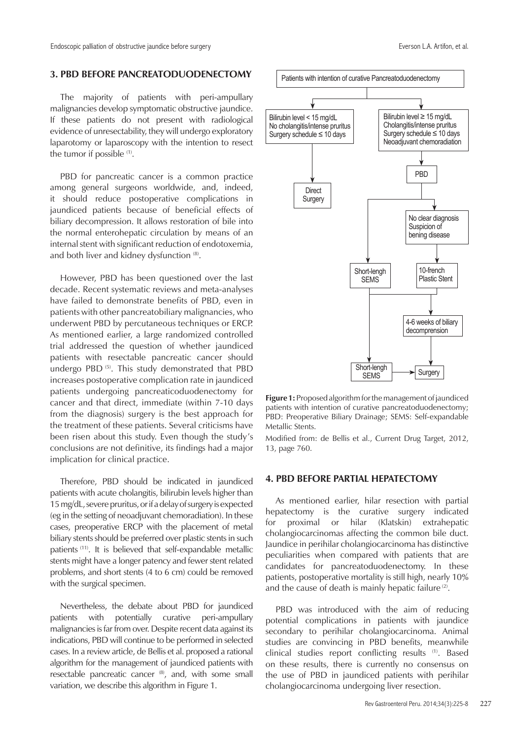## 3. PBD BEFORE PANCREATODUODENECTOMY

The majority of patients with peri-ampullary malignancies develop symptomatic obstructive jaundice. If these patients do not present with radiological evidence of unresectability, they will undergo exploratory laparotomy or laparoscopy with the intention to resect the tumor if possible [1].

PBD for pancreatic cancer is a common practice among general surgeons worldwide, and, indeed, it should reduce postoperative complications in jaundiced patients because of beneficial effects of biliary decompression. It allows restoration of bile into the normal enterohepatic circulation by means of an internal stent with significant reduction of endotoxemia, and both liver and kidney dysfunction [8].

However, PBD has been questioned over the last decade. Recent systematic reviews and meta-analyses have failed to demonstrate benefits of PBD, even in patients with other pancreatobiliary malignancies, who underwent PBD by percutaneous techniques or ERCP. As mentioned earlier, a large randomized controlled trial addressed the question of whether jaundiced patients with resectable pancreatic cancer should undergo PBD [5]. This study demonstrated that PBD increases postoperative complication rate in jaundiced patients undergoing pancreaticoduodenectomy for cancer and that direct, immediate (within 7-10 days from the diagnosis) surgery is the best approach for the treatment of these patients. Several criticisms have been risen about this study. Even though the study's conclusions are not definitive, its findings had a major implication for clinical practice.

Therefore, PBD should be indicated in jaundiced patients with acute cholangitis, bilirubin levels higher than 15 mg/dL, severe pruritus, or if a delay of surgery is expected (eg in the setting of neoadjuvant chemoradiation). In these cases, preoperative ERCP with the placement of metal biliary stents should be preferred over plastic stents in such patients [11]. It is believed that self-expandable metallic stents might have a longer patency and fewer stent related problems, and short stents (4 to 6 cm) could be removed with the surgical specimen.

Nevertheless, the debate about PBD for jaundiced patients with potentially curative peri-ampullary malignancies is far from over. Despite recent data against its indications, PBD will continue to be performed in selected cases. In a review article, de Bellis et al. proposed a rational algorithm for the management of jaundiced patients with resectable pancreatic cancer [8], and, with some small variation, we describe this algorithm in Figure 1.

Patients with intention of curative Pancreatoduodenectomy

- Bilirubin level < 15 mg/dL; No cholangitis/intense pruritus; Surgery schedule ≤ 10 days → Direct Surgery
- Bilirubin level ≥ 15 mg/dL; Cholangitis/intense pruritus; Surgery schedule ≤ 10 days; Neoadjuvant chemoradiation → PBD
  - → Short-lengh SEMS
  - → No clear diagnosis; Suspicion of bening disease → 10-french Plastic Stent
  - → 4-6 weeks of biliary decompression → Surgery
  - Short-lengh SEMS → Surgery

**Figure 1:** Proposed algorithm for the management of jaundiced patients with intention of curative pancreatoduodenectomy; PBD: Preoperative Biliary Drainage; SEMS: Self-expandable Metallic Stents.

Modified from: de Bellis et al., Current Drug Target, 2012, 13, page 760.

## 4. PBD BEFORE PARTIAL HEPATECTOMY

As mentioned earlier, hilar resection with partial hepatectomy is the curative surgery indicated for proximal or hilar (Klatskin) extrahepatic cholangiocarcinomas affecting the common bile duct. Jaundice in perihilar cholangiocarcinoma has distinctive peculiarities when compared with patients that are candidates for pancreatoduodenectomy. In these patients, postoperative mortality is still high, nearly 10% and the cause of death is mainly hepatic failure [2].

PBD was introduced with the aim of reducing potential complications in patients with jaundice secondary to perihilar cholangiocarcinoma. Animal studies are convincing in PBD benefits, meanwhile clinical studies report conflicting results [1]. Based on these results, there is currently no consensus on the use of PBD in jaundiced patients with perihilar cholangiocarcinoma undergoing liver resection.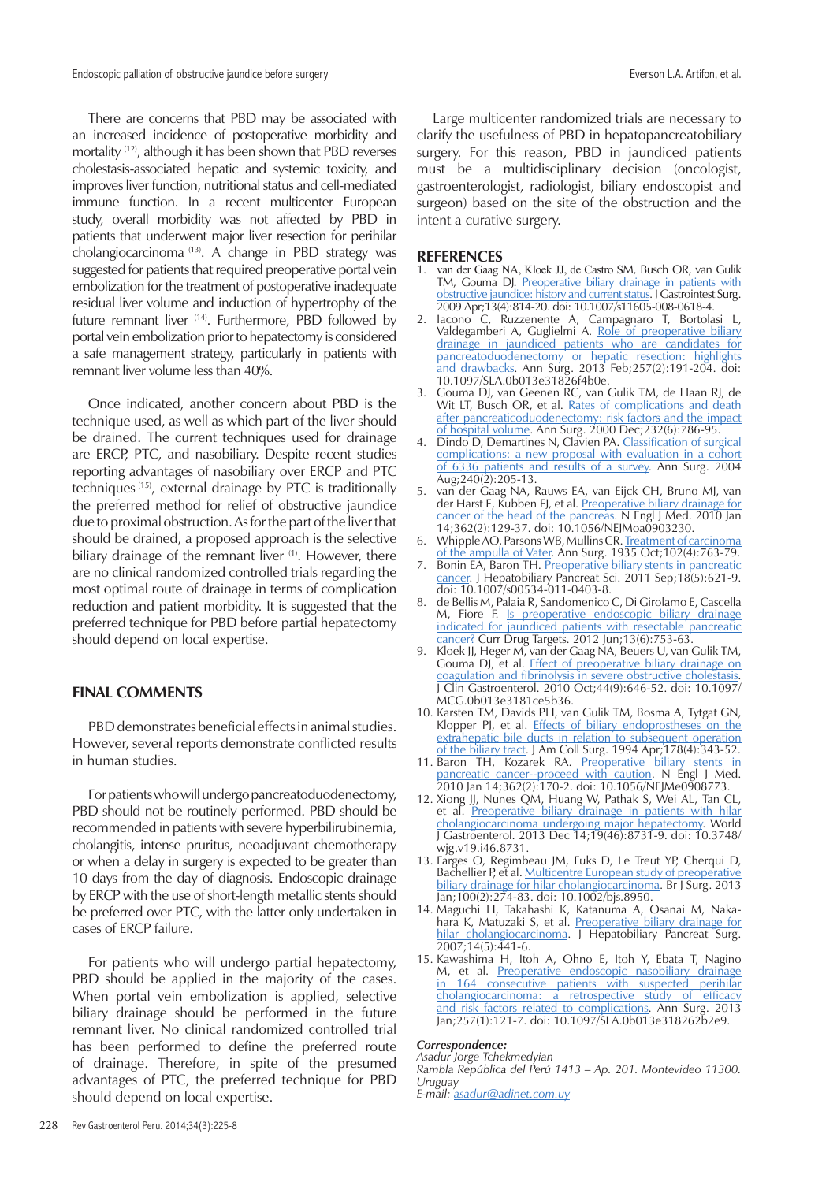There are concerns that PBD may be associated with an increased incidence of postoperative morbidity and mortality [12], although it has been shown that PBD reverses cholestasis-associated hepatic and systemic toxicity, and improves liver function, nutritional status and cell-mediated immune function. In a recent multicenter European study, overall morbidity was not affected by PBD in patients that underwent major liver resection for perihilar cholangiocarcinoma [13]. A change in PBD strategy was suggested for patients that required preoperative portal vein embolization for the treatment of postoperative inadequate residual liver volume and induction of hypertrophy of the future remnant liver [14]. Furthermore, PBD followed by portal vein embolization prior to hepatectomy is considered a safe management strategy, particularly in patients with remnant liver volume less than 40%.

Once indicated, another concern about PBD is the technique used, as well as which part of the liver should be drained. The current techniques used for drainage are ERCP, PTC, and nasobiliary. Despite recent studies reporting advantages of nasobiliary over ERCP and PTC techniques [15], external drainage by PTC is traditionally the preferred method for relief of obstructive jaundice due to proximal obstruction. As for the part of the liver that should be drained, a proposed approach is the selective biliary drainage of the remnant liver [1]. However, there are no clinical randomized controlled trials regarding the most optimal route of drainage in terms of complication reduction and patient morbidity. It is suggested that the preferred technique for PBD before partial hepatectomy should depend on local expertise.

## FINAL COMMENTS

PBD demonstrates beneficial effects in animal studies. However, several reports demonstrate conflicted results in human studies.

For patients who will undergo pancreatoduodenectomy, PBD should not be routinely performed. PBD should be recommended in patients with severe hyperbilirubinemia, cholangitis, intense pruritus, neoadjuvant chemotherapy or when a delay in surgery is expected to be greater than 10 days from the day of diagnosis. Endoscopic drainage by ERCP with the use of short-length metallic stents should be preferred over PTC, with the latter only undertaken in cases of ERCP failure.

For patients who will undergo partial hepatectomy, PBD should be applied in the majority of the cases. When portal vein embolization is applied, selective biliary drainage should be performed in the future remnant liver. No clinical randomized controlled trial has been performed to define the preferred route of drainage. Therefore, in spite of the presumed advantages of PTC, the preferred technique for PBD should depend on local expertise.

Large multicenter randomized trials are necessary to clarify the usefulness of PBD in hepatopancreatobiliary surgery. For this reason, PBD in jaundiced patients must be a multidisciplinary decision (oncologist, gastroenterologist, radiologist, biliary endoscopist and surgeon) based on the site of the obstruction and the intent a curative surgery.

## REFERENCES

1. van der Gaag NA, Kloek JJ, de Castro SM, Busch OR, van Gulik TM, Gouma DJ. Preoperative biliary drainage in patients with obstructive jaundice: history and current status. J Gastrointest Surg. 2009 Apr;13(4):814-20. doi: 10.1007/s11605-008-0618-4.
2. Iacono C, Ruzzenente A, Campagnaro T, Bortolasi L, Valdegamberi A, Guglielmi A. Role of preoperative biliary drainage in jaundiced patients who are candidates for pancreatoduodenectomy or hepatic resection: highlights and drawbacks. Ann Surg. 2013 Feb;257(2):191-204. doi: 10.1097/SLA.0b013e31826f4b0e.
3. Gouma DJ, van Geenen RC, van Gulik TM, de Haan RJ, de Wit LT, Busch OR, et al. Rates of complications and death after pancreaticoduodenectomy: risk factors and the impact of hospital volume. Ann Surg. 2000 Dec;232(6):786-95.
4. Dindo D, Demartines N, Clavien PA. Classification of surgical complications: a new proposal with evaluation in a cohort of 6336 patients and results of a survey. Ann Surg. 2004 Aug;240(2):205-13.
5. van der Gaag NA, Rauws EA, van Eijck CH, Bruno MJ, van der Harst E, Kubben FJ, et al. Preoperative biliary drainage for cancer of the head of the pancreas. N Engl J Med. 2010 Jan 14;362(2):129-37. doi: 10.1056/NEJMoa0903230.
6. Whipple AO, Parsons WB, Mullins CR. Treatment of carcinoma of the ampulla of Vater. Ann Surg. 1935 Oct;102(4):763-79.
7. Bonin EA, Baron TH. Preoperative biliary stents in pancreatic cancer. J Hepatobiliary Pancreat Sci. 2011 Sep;18(5):621-9. doi: 10.1007/s00534-011-0403-8.
8. de Bellis M, Palaia R, Sandomenico C, Di Girolamo E, Cascella M, Fiore F. Is preoperative endoscopic biliary drainage indicated for jaundiced patients with resectable pancreatic cancer? Curr Drug Targets. 2012 Jun;13(6):753-63.
9. Kloek JJ, Heger M, van der Gaag NA, Beuers U, van Gulik TM, Gouma DJ, et al. Effect of preoperative biliary drainage on coagulation and fibrinolysis in severe obstructive cholestasis. J Clin Gastroenterol. 2010 Oct;44(9):646-52. doi: 10.1097/MCG.0b013e3181ce5b36.
10. Karsten TM, Davids PH, van Gulik TM, Bosma A, Tytgat GN, Klopper PJ, et al. Effects of biliary endoprostheses on the extrahepatic bile ducts in relation to subsequent operation of the biliary tract. J Am Coll Surg. 1994 Apr;178(4):343-52.
11. Baron TH, Kozarek RA. Preoperative biliary stents in pancreatic cancer--proceed with caution. N Engl J Med. 2010 Jan 14;362(2):170-2. doi: 10.1056/NEJMe0908773.
12. Xiong JJ, Nunes QM, Huang W, Pathak S, Wei AL, Tan CL, et al. Preoperative biliary drainage in patients with hilar cholangiocarcinoma undergoing major hepatectomy. World J Gastroenterol. 2013 Dec 14;19(46):8731-9. doi: 10.3748/wjg.v19.i46.8731.
13. Farges O, Regimbeau JM, Fuks D, Le Treut YP, Cherqui D, Bachellier P, et al. Multicentre European study of preoperative biliary drainage for hilar cholangiocarcinoma. Br J Surg. 2013 Jan;100(2):274-83. doi: 10.1002/bjs.8950.
14. Maguchi H, Takahashi K, Katanuma A, Osanai M, Nakahara K, Matuzaki S, et al. Preoperative biliary drainage for hilar cholangiocarcinoma. J Hepatobiliary Pancreat Surg. 2007;14(5):441-6.
15. Kawashima H, Itoh A, Ohno E, Itoh Y, Ebata T, Nagino M, et al. Preoperative endoscopic nasobiliary drainage in 164 consecutive patients with suspected perihilar cholangiocarcinoma: a retrospective study of efficacy and risk factors related to complications. Ann Surg. 2013 Jan;257(1):121-7. doi: 10.1097/SLA.0b013e318262b2e9.

***Correspondence:***
*Asadur Jorge Tchekmedyian*
*Rambla República del Perú 1413 – Ap. 201. Montevideo 11300. Uruguay*
*E-mail: asadur@adinet.com.uy*